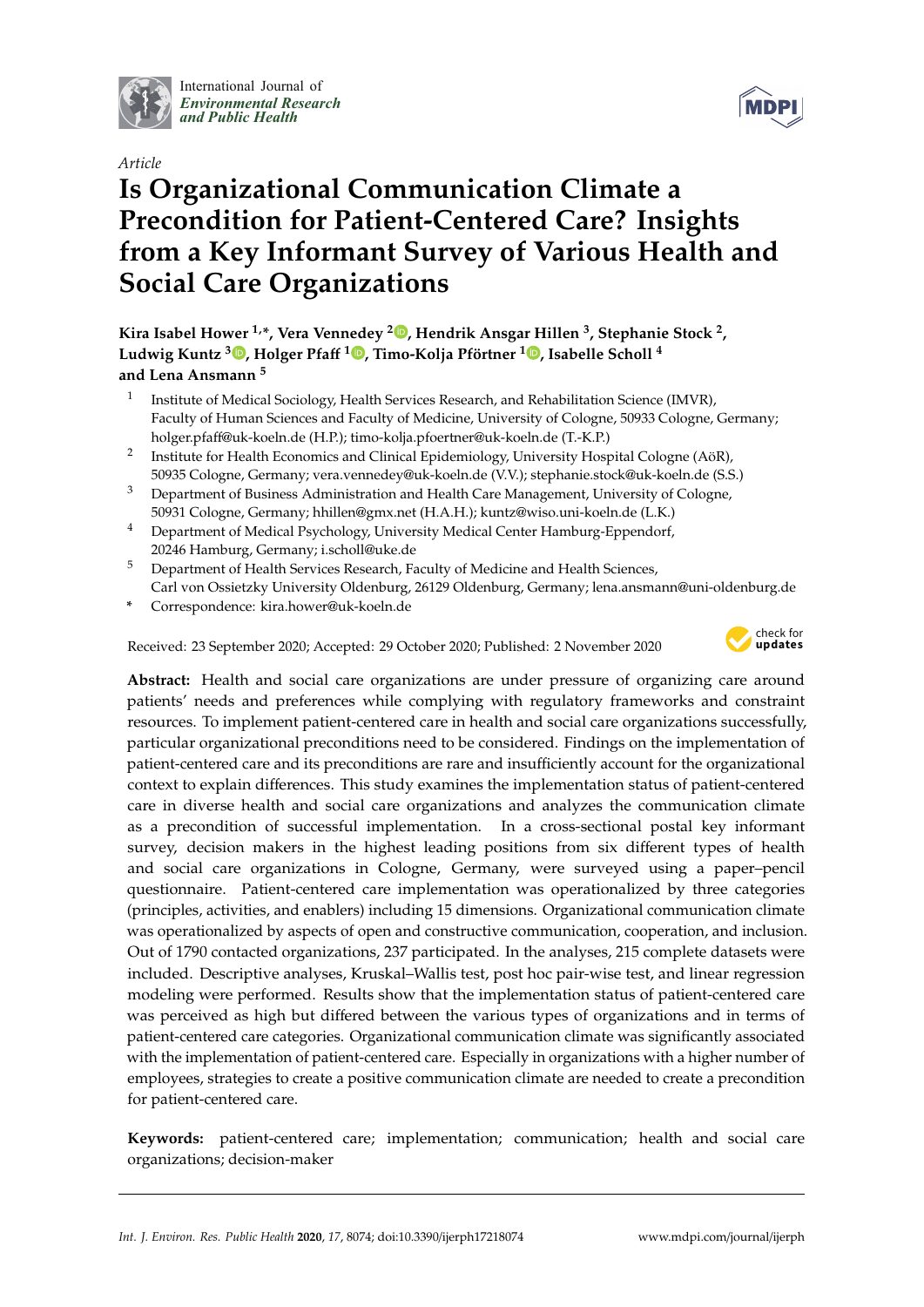*Article*

# Is Organizational Communication Climate a Precondition for Patient-Centered Care? Insights from a Key Informant Survey of Various Health and Social Care Organizations

**Kira Isabel Hower [1,*], Vera Vennedey [2], Hendrik Ansgar Hillen [3], Stephanie Stock [2], Ludwig Kuntz [3], Holger Pfaff [1], Timo-Kolja Pförtner [1], Isabelle Scholl [4] and Lena Ansmann [5]**

[1] Institute of Medical Sociology, Health Services Research, and Rehabilitation Science (IMVR), Faculty of Human Sciences and Faculty of Medicine, University of Cologne, 50933 Cologne, Germany; holger.pfaff@uk-koeln.de (H.P.); timo-kolja.pfoertner@uk-koeln.de (T.-K.P.)

[2] Institute for Health Economics and Clinical Epidemiology, University Hospital Cologne (AöR), 50935 Cologne, Germany; vera.vennedey@uk-koeln.de (V.V.); stephanie.stock@uk-koeln.de (S.S.)

[3] Department of Business Administration and Health Care Management, University of Cologne, 50931 Cologne, Germany; hhillen@gmx.net (H.A.H.); kuntz@wiso.uni-koeln.de (L.K.)

[4] Department of Medical Psychology, University Medical Center Hamburg-Eppendorf, 20246 Hamburg, Germany; i.scholl@uke.de

[5] Department of Health Services Research, Faculty of Medicine and Health Sciences, Carl von Ossietzky University Oldenburg, 26129 Oldenburg, Germany; lena.ansmann@uni-oldenburg.de

[*] Correspondence: kira.hower@uk-koeln.de

Received: 23 September 2020; Accepted: 29 October 2020; Published: 2 November 2020

**Abstract:** Health and social care organizations are under pressure of organizing care around patients' needs and preferences while complying with regulatory frameworks and constraint resources. To implement patient-centered care in health and social care organizations successfully, particular organizational preconditions need to be considered. Findings on the implementation of patient-centered care and its preconditions are rare and insufficiently account for the organizational context to explain differences. This study examines the implementation status of patient-centered care in diverse health and social care organizations and analyzes the communication climate as a precondition of successful implementation. In a cross-sectional postal key informant survey, decision makers in the highest leading positions from six different types of health and social care organizations in Cologne, Germany, were surveyed using a paper–pencil questionnaire. Patient-centered care implementation was operationalized by three categories (principles, activities, and enablers) including 15 dimensions. Organizational communication climate was operationalized by aspects of open and constructive communication, cooperation, and inclusion. Out of 1790 contacted organizations, 237 participated. In the analyses, 215 complete datasets were included. Descriptive analyses, Kruskal–Wallis test, post hoc pair-wise test, and linear regression modeling were performed. Results show that the implementation status of patient-centered care was perceived as high but differed between the various types of organizations and in terms of patient-centered care categories. Organizational communication climate was significantly associated with the implementation of patient-centered care. Especially in organizations with a higher number of employees, strategies to create a positive communication climate are needed to create a precondition for patient-centered care.

**Keywords:** patient-centered care; implementation; communication; health and social care organizations; decision-maker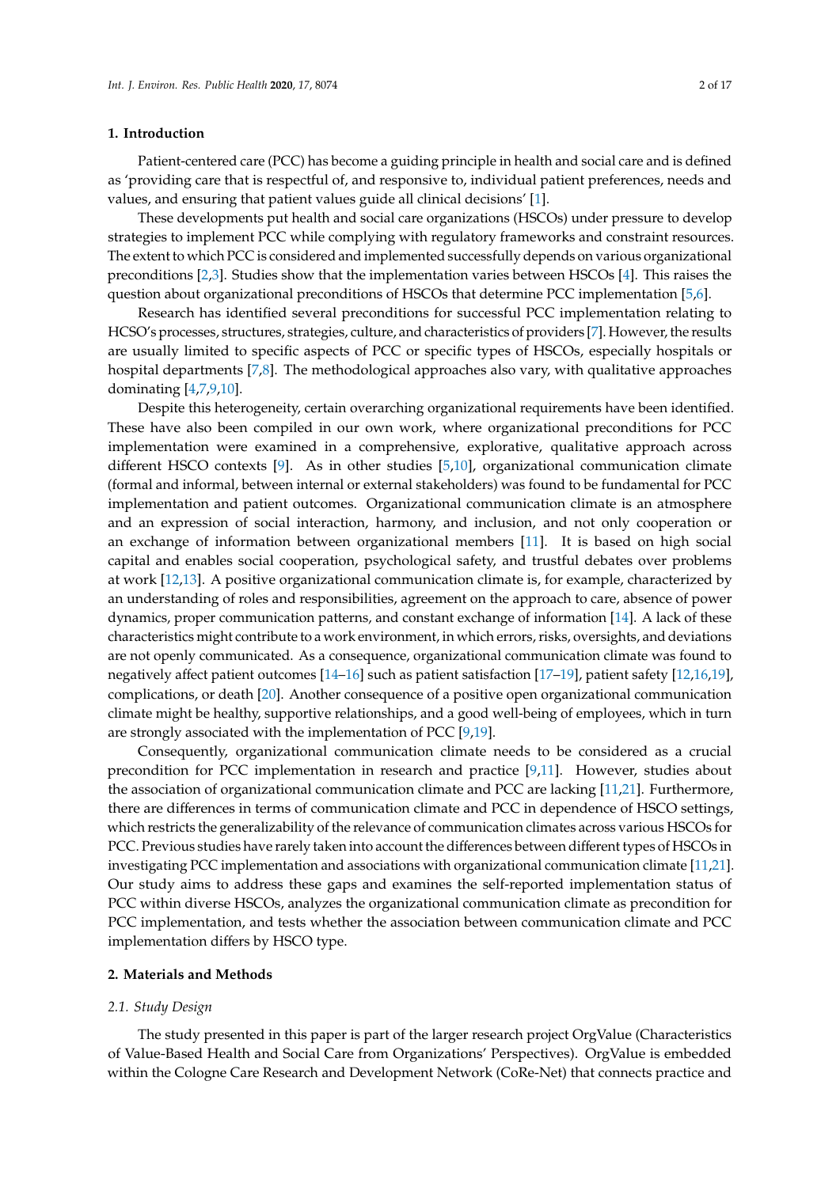## 1. Introduction

Patient-centered care (PCC) has become a guiding principle in health and social care and is defined as 'providing care that is respectful of, and responsive to, individual patient preferences, needs and values, and ensuring that patient values guide all clinical decisions' [1].

These developments put health and social care organizations (HSCOs) under pressure to develop strategies to implement PCC while complying with regulatory frameworks and constraint resources. The extent to which PCC is considered and implemented successfully depends on various organizational preconditions [2,3]. Studies show that the implementation varies between HSCOs [4]. This raises the question about organizational preconditions of HSCOs that determine PCC implementation [5,6].

Research has identified several preconditions for successful PCC implementation relating to HCSO's processes, structures, strategies, culture, and characteristics of providers [7]. However, the results are usually limited to specific aspects of PCC or specific types of HSCOs, especially hospitals or hospital departments [7,8]. The methodological approaches also vary, with qualitative approaches dominating [4,7,9,10].

Despite this heterogeneity, certain overarching organizational requirements have been identified. These have also been compiled in our own work, where organizational preconditions for PCC implementation were examined in a comprehensive, explorative, qualitative approach across different HSCO contexts [9]. As in other studies [5,10], organizational communication climate (formal and informal, between internal or external stakeholders) was found to be fundamental for PCC implementation and patient outcomes. Organizational communication climate is an atmosphere and an expression of social interaction, harmony, and inclusion, and not only cooperation or an exchange of information between organizational members [11]. It is based on high social capital and enables social cooperation, psychological safety, and trustful debates over problems at work [12,13]. A positive organizational communication climate is, for example, characterized by an understanding of roles and responsibilities, agreement on the approach to care, absence of power dynamics, proper communication patterns, and constant exchange of information [14]. A lack of these characteristics might contribute to a work environment, in which errors, risks, oversights, and deviations are not openly communicated. As a consequence, organizational communication climate was found to negatively affect patient outcomes [14–16] such as patient satisfaction [17–19], patient safety [12,16,19], complications, or death [20]. Another consequence of a positive open organizational communication climate might be healthy, supportive relationships, and a good well-being of employees, which in turn are strongly associated with the implementation of PCC [9,19].

Consequently, organizational communication climate needs to be considered as a crucial precondition for PCC implementation in research and practice [9,11]. However, studies about the association of organizational communication climate and PCC are lacking [11,21]. Furthermore, there are differences in terms of communication climate and PCC in dependence of HSCO settings, which restricts the generalizability of the relevance of communication climates across various HSCOs for PCC. Previous studies have rarely taken into account the differences between different types of HSCOs in investigating PCC implementation and associations with organizational communication climate [11,21]. Our study aims to address these gaps and examines the self-reported implementation status of PCC within diverse HSCOs, analyzes the organizational communication climate as precondition for PCC implementation, and tests whether the association between communication climate and PCC implementation differs by HSCO type.

## 2. Materials and Methods

### 2.1. Study Design

The study presented in this paper is part of the larger research project OrgValue (Characteristics of Value-Based Health and Social Care from Organizations' Perspectives). OrgValue is embedded within the Cologne Care Research and Development Network (CoRe-Net) that connects practice and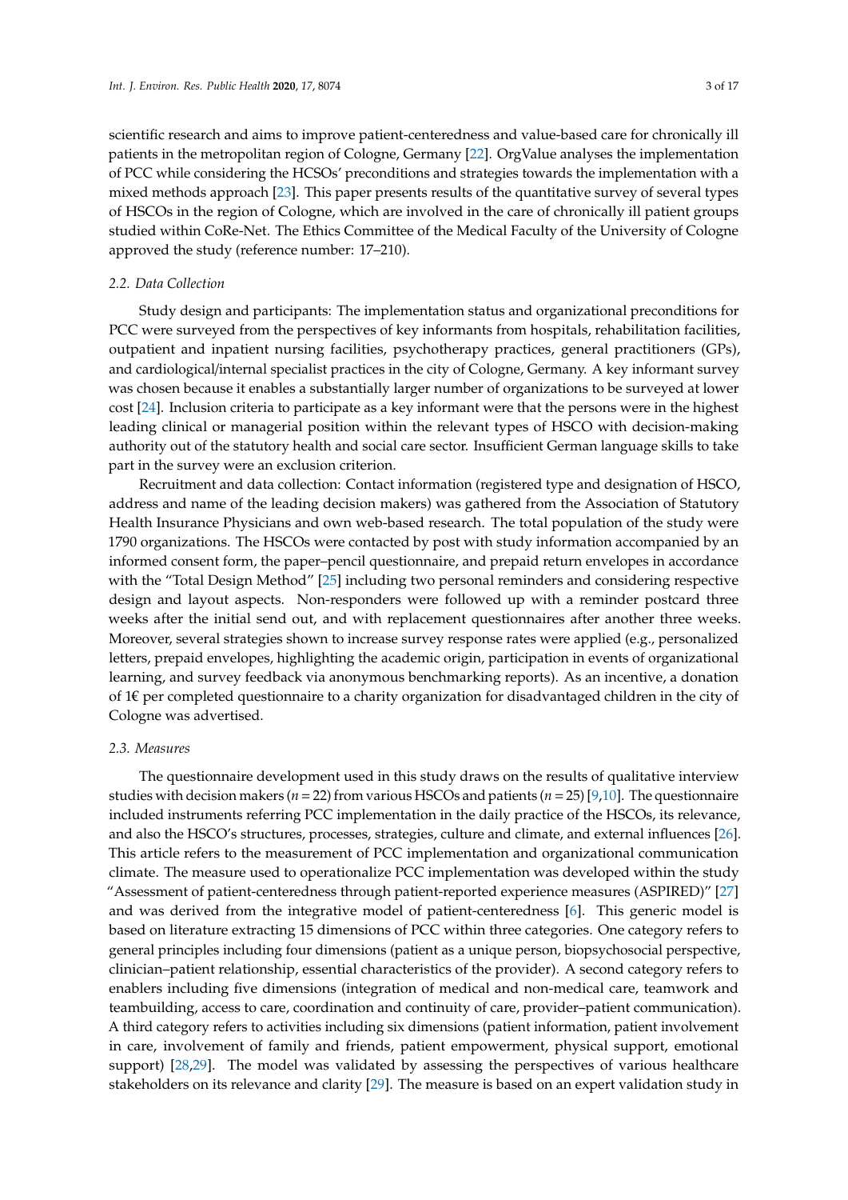scientific research and aims to improve patient-centeredness and value-based care for chronically ill patients in the metropolitan region of Cologne, Germany [22]. OrgValue analyses the implementation of PCC while considering the HCSOs' preconditions and strategies towards the implementation with a mixed methods approach [23]. This paper presents results of the quantitative survey of several types of HSCOs in the region of Cologne, which are involved in the care of chronically ill patient groups studied within CoRe-Net. The Ethics Committee of the Medical Faculty of the University of Cologne approved the study (reference number: 17–210).

### 2.2. Data Collection

Study design and participants: The implementation status and organizational preconditions for PCC were surveyed from the perspectives of key informants from hospitals, rehabilitation facilities, outpatient and inpatient nursing facilities, psychotherapy practices, general practitioners (GPs), and cardiological/internal specialist practices in the city of Cologne, Germany. A key informant survey was chosen because it enables a substantially larger number of organizations to be surveyed at lower cost [24]. Inclusion criteria to participate as a key informant were that the persons were in the highest leading clinical or managerial position within the relevant types of HSCO with decision-making authority out of the statutory health and social care sector. Insufficient German language skills to take part in the survey were an exclusion criterion.

Recruitment and data collection: Contact information (registered type and designation of HSCO, address and name of the leading decision makers) was gathered from the Association of Statutory Health Insurance Physicians and own web-based research. The total population of the study were 1790 organizations. The HSCOs were contacted by post with study information accompanied by an informed consent form, the paper–pencil questionnaire, and prepaid return envelopes in accordance with the "Total Design Method" [25] including two personal reminders and considering respective design and layout aspects. Non-responders were followed up with a reminder postcard three weeks after the initial send out, and with replacement questionnaires after another three weeks. Moreover, several strategies shown to increase survey response rates were applied (e.g., personalized letters, prepaid envelopes, highlighting the academic origin, participation in events of organizational learning, and survey feedback via anonymous benchmarking reports). As an incentive, a donation of 1€ per completed questionnaire to a charity organization for disadvantaged children in the city of Cologne was advertised.

### 2.3. Measures

The questionnaire development used in this study draws on the results of qualitative interview studies with decision makers ($n = 22$) from various HSCOs and patients ($n = 25$) [9,10]. The questionnaire included instruments referring PCC implementation in the daily practice of the HSCOs, its relevance, and also the HSCO's structures, processes, strategies, culture and climate, and external influences [26]. This article refers to the measurement of PCC implementation and organizational communication climate. The measure used to operationalize PCC implementation was developed within the study "Assessment of patient-centeredness through patient-reported experience measures (ASPIRED)" [27] and was derived from the integrative model of patient-centeredness [6]. This generic model is based on literature extracting 15 dimensions of PCC within three categories. One category refers to general principles including four dimensions (patient as a unique person, biopsychosocial perspective, clinician–patient relationship, essential characteristics of the provider). A second category refers to enablers including five dimensions (integration of medical and non-medical care, teamwork and teambuilding, access to care, coordination and continuity of care, provider–patient communication). A third category refers to activities including six dimensions (patient information, patient involvement in care, involvement of family and friends, patient empowerment, physical support, emotional support) [28,29]. The model was validated by assessing the perspectives of various healthcare stakeholders on its relevance and clarity [29]. The measure is based on an expert validation study in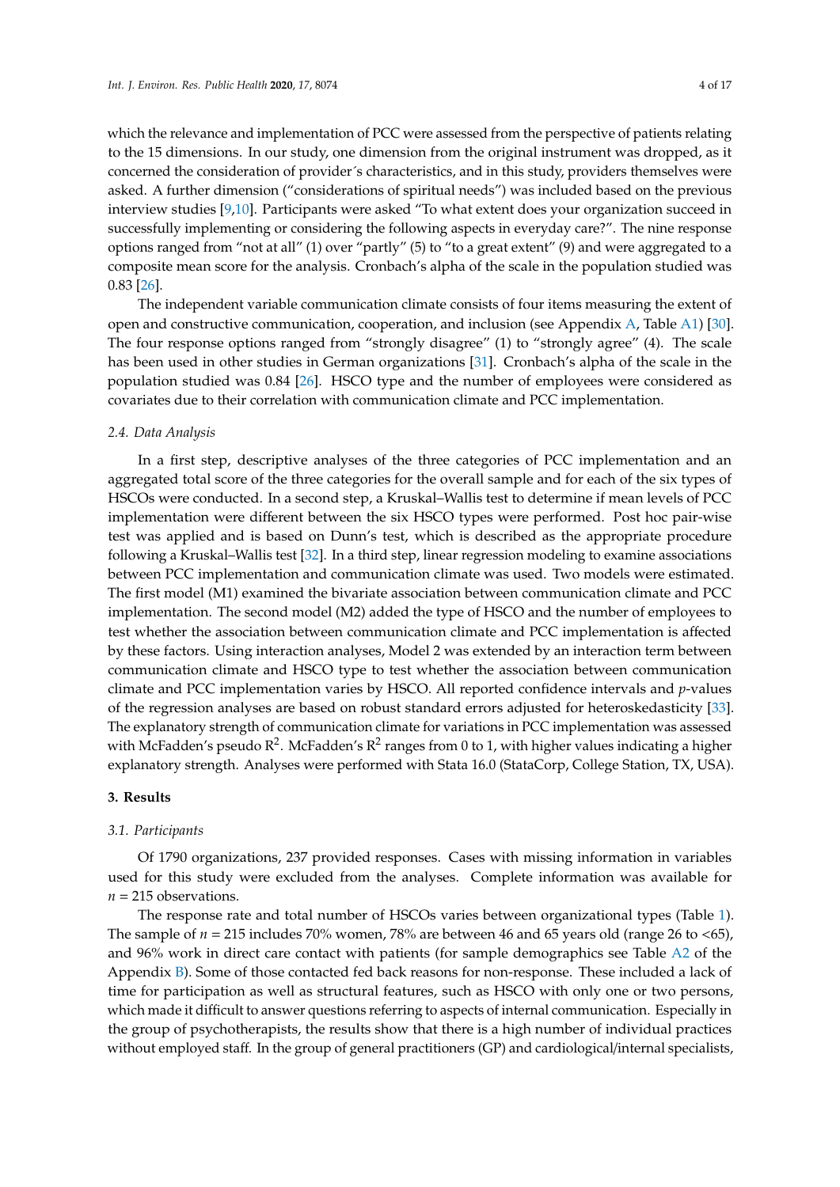which the relevance and implementation of PCC were assessed from the perspective of patients relating to the 15 dimensions. In our study, one dimension from the original instrument was dropped, as it concerned the consideration of provider´s characteristics, and in this study, providers themselves were asked. A further dimension ("considerations of spiritual needs") was included based on the previous interview studies [9,10]. Participants were asked "To what extent does your organization succeed in successfully implementing or considering the following aspects in everyday care?". The nine response options ranged from "not at all" (1) over "partly" (5) to "to a great extent" (9) and were aggregated to a composite mean score for the analysis. Cronbach's alpha of the scale in the population studied was 0.83 [26].

The independent variable communication climate consists of four items measuring the extent of open and constructive communication, cooperation, and inclusion (see Appendix A, Table A1) [30]. The four response options ranged from "strongly disagree" (1) to "strongly agree" (4). The scale has been used in other studies in German organizations [31]. Cronbach's alpha of the scale in the population studied was 0.84 [26]. HSCO type and the number of employees were considered as covariates due to their correlation with communication climate and PCC implementation.

### 2.4. Data Analysis

In a first step, descriptive analyses of the three categories of PCC implementation and an aggregated total score of the three categories for the overall sample and for each of the six types of HSCOs were conducted. In a second step, a Kruskal–Wallis test to determine if mean levels of PCC implementation were different between the six HSCO types were performed. Post hoc pair-wise test was applied and is based on Dunn's test, which is described as the appropriate procedure following a Kruskal–Wallis test [32]. In a third step, linear regression modeling to examine associations between PCC implementation and communication climate was used. Two models were estimated. The first model (M1) examined the bivariate association between communication climate and PCC implementation. The second model (M2) added the type of HSCO and the number of employees to test whether the association between communication climate and PCC implementation is affected by these factors. Using interaction analyses, Model 2 was extended by an interaction term between communication climate and HSCO type to test whether the association between communication climate and PCC implementation varies by HSCO. All reported confidence intervals and *p*-values of the regression analyses are based on robust standard errors adjusted for heteroskedasticity [33]. The explanatory strength of communication climate for variations in PCC implementation was assessed with McFadden's pseudo $R^2$. McFadden's $R^2$ ranges from 0 to 1, with higher values indicating a higher explanatory strength. Analyses were performed with Stata 16.0 (StataCorp, College Station, TX, USA).

## 3. Results

### 3.1. Participants

Of 1790 organizations, 237 provided responses. Cases with missing information in variables used for this study were excluded from the analyses. Complete information was available for $n = 215$ observations.

The response rate and total number of HSCOs varies between organizational types (Table 1). The sample of $n = 215$ includes 70% women, 78% are between 46 and 65 years old (range 26 to <65), and 96% work in direct care contact with patients (for sample demographics see Table A2 of the Appendix B). Some of those contacted fed back reasons for non-response. These included a lack of time for participation as well as structural features, such as HSCO with only one or two persons, which made it difficult to answer questions referring to aspects of internal communication. Especially in the group of psychotherapists, the results show that there is a high number of individual practices without employed staff. In the group of general practitioners (GP) and cardiological/internal specialists,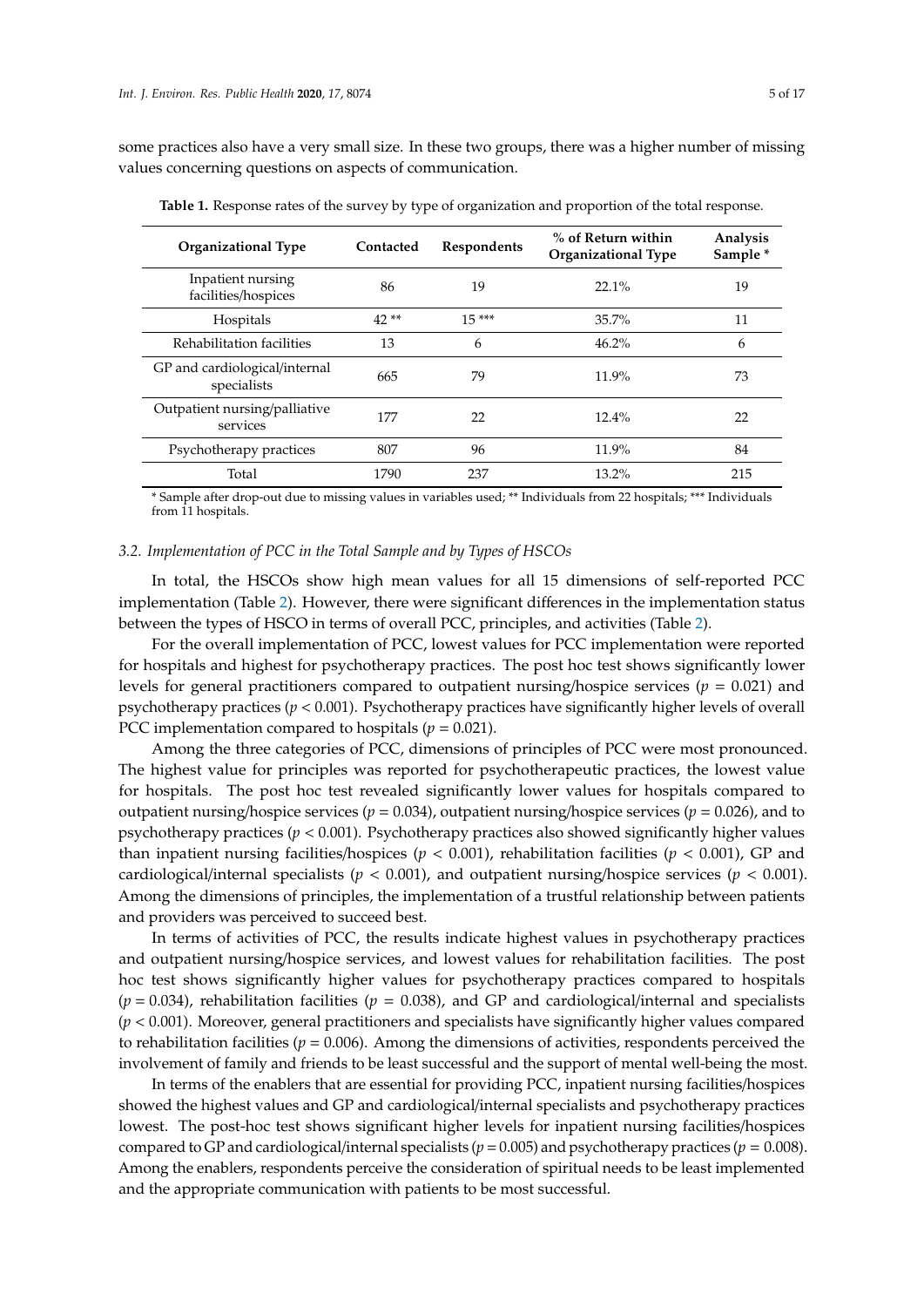some practices also have a very small size. In these two groups, there was a higher number of missing values concerning questions on aspects of communication.

**Table 1.** Response rates of the survey by type of organization and proportion of the total response.

| Organizational Type | Contacted | Respondents | % of Return within Organizational Type | Analysis Sample * |
|---|---|---|---|---|
| Inpatient nursing facilities/hospices | 86 | 19 | 22.1% | 19 |
| Hospitals | 42 ** | 15 *** | 35.7% | 11 |
| Rehabilitation facilities | 13 | 6 | 46.2% | 6 |
| GP and cardiological/internal specialists | 665 | 79 | 11.9% | 73 |
| Outpatient nursing/palliative services | 177 | 22 | 12.4% | 22 |
| Psychotherapy practices | 807 | 96 | 11.9% | 84 |
| Total | 1790 | 237 | 13.2% | 215 |

* Sample after drop-out due to missing values in variables used; ** Individuals from 22 hospitals; *** Individuals from 11 hospitals.

### 3.2. Implementation of PCC in the Total Sample and by Types of HSCOs

In total, the HSCOs show high mean values for all 15 dimensions of self-reported PCC implementation (Table 2). However, there were significant differences in the implementation status between the types of HSCO in terms of overall PCC, principles, and activities (Table 2).

For the overall implementation of PCC, lowest values for PCC implementation were reported for hospitals and highest for psychotherapy practices. The post hoc test shows significantly lower levels for general practitioners compared to outpatient nursing/hospice services ($p = 0.021$) and psychotherapy practices ($p < 0.001$). Psychotherapy practices have significantly higher levels of overall PCC implementation compared to hospitals ($p = 0.021$).

Among the three categories of PCC, dimensions of principles of PCC were most pronounced. The highest value for principles was reported for psychotherapeutic practices, the lowest value for hospitals. The post hoc test revealed significantly lower values for hospitals compared to outpatient nursing/hospice services ($p = 0.034$), outpatient nursing/hospice services ($p = 0.026$), and to psychotherapy practices ($p < 0.001$). Psychotherapy practices also showed significantly higher values than inpatient nursing facilities/hospices ($p < 0.001$), rehabilitation facilities ($p < 0.001$), GP and cardiological/internal specialists ($p < 0.001$), and outpatient nursing/hospice services ($p < 0.001$). Among the dimensions of principles, the implementation of a trustful relationship between patients and providers was perceived to succeed best.

In terms of activities of PCC, the results indicate highest values in psychotherapy practices and outpatient nursing/hospice services, and lowest values for rehabilitation facilities. The post hoc test shows significantly higher values for psychotherapy practices compared to hospitals ($p = 0.034$), rehabilitation facilities ($p = 0.038$), and GP and cardiological/internal and specialists ($p < 0.001$). Moreover, general practitioners and specialists have significantly higher values compared to rehabilitation facilities ($p = 0.006$). Among the dimensions of activities, respondents perceived the involvement of family and friends to be least successful and the support of mental well-being the most.

In terms of the enablers that are essential for providing PCC, inpatient nursing facilities/hospices showed the highest values and GP and cardiological/internal specialists and psychotherapy practices lowest. The post-hoc test shows significant higher levels for inpatient nursing facilities/hospices compared to GP and cardiological/internal specialists ($p = 0.005$) and psychotherapy practices ($p = 0.008$). Among the enablers, respondents perceive the consideration of spiritual needs to be least implemented and the appropriate communication with patients to be most successful.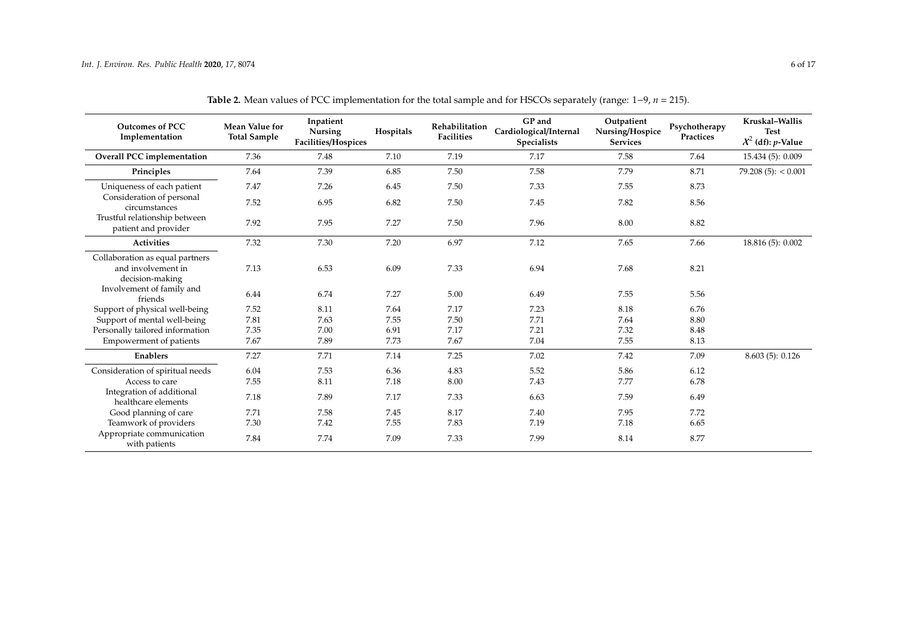**Table 2.** Mean values of PCC implementation for the total sample and for HSCOs separately (range: 1−9, $n$ = 215).

| Outcomes of PCC Implementation | Mean Value for Total Sample | Inpatient Nursing Facilities/Hospices | Hospitals | Rehabilitation Facilities | GP and Cardiological/Internal Specialists | Outpatient Nursing/Hospice Services | Psychotherapy Practices | Kruskal–Wallis Test $\chi^2$ (df): $p$-Value |
|---|---|---|---|---|---|---|---|---|
| **Overall PCC implementation** | 7.36 | 7.48 | 7.10 | 7.19 | 7.17 | 7.58 | 7.64 | 15.434 (5): 0.009 |
| **Principles** | 7.64 | 7.39 | 6.85 | 7.50 | 7.58 | 7.79 | 8.71 | 79.208 (5): < 0.001 |
| Uniqueness of each patient | 7.47 | 7.26 | 6.45 | 7.50 | 7.33 | 7.55 | 8.73 | |
| Consideration of personal circumstances | 7.52 | 6.95 | 6.82 | 7.50 | 7.45 | 7.82 | 8.56 | |
| Trustful relationship between patient and provider | 7.92 | 7.95 | 7.27 | 7.50 | 7.96 | 8.00 | 8.82 | |
| **Activities** | 7.32 | 7.30 | 7.20 | 6.97 | 7.12 | 7.65 | 7.66 | 18.816 (5): 0.002 |
| Collaboration as equal partners and involvement in decision-making | 7.13 | 6.53 | 6.09 | 7.33 | 6.94 | 7.68 | 8.21 | |
| Involvement of family and friends | 6.44 | 6.74 | 7.27 | 5.00 | 6.49 | 7.55 | 5.56 | |
| Support of physical well-being | 7.52 | 8.11 | 7.64 | 7.17 | 7.23 | 8.18 | 6.76 | |
| Support of mental well-being | 7.81 | 7.63 | 7.55 | 7.50 | 7.71 | 7.64 | 8.80 | |
| Personally tailored information | 7.35 | 7.00 | 6.91 | 7.17 | 7.21 | 7.32 | 8.48 | |
| Empowerment of patients | 7.67 | 7.89 | 7.73 | 7.67 | 7.04 | 7.55 | 8.13 | |
| **Enablers** | 7.27 | 7.71 | 7.14 | 7.25 | 7.02 | 7.42 | 7.09 | 8.603 (5): 0.126 |
| Consideration of spiritual needs | 6.04 | 7.53 | 6.36 | 4.83 | 5.52 | 5.86 | 6.12 | |
| Access to care | 7.55 | 8.11 | 7.18 | 8.00 | 7.43 | 7.77 | 6.78 | |
| Integration of additional healthcare elements | 7.18 | 7.89 | 7.17 | 7.33 | 6.63 | 7.59 | 6.49 | |
| Good planning of care | 7.71 | 7.58 | 7.45 | 8.17 | 7.40 | 7.95 | 7.72 | |
| Teamwork of providers | 7.30 | 7.42 | 7.55 | 7.83 | 7.19 | 7.18 | 6.65 | |
| Appropriate communication with patients | 7.84 | 7.74 | 7.09 | 7.33 | 7.99 | 8.14 | 8.77 | |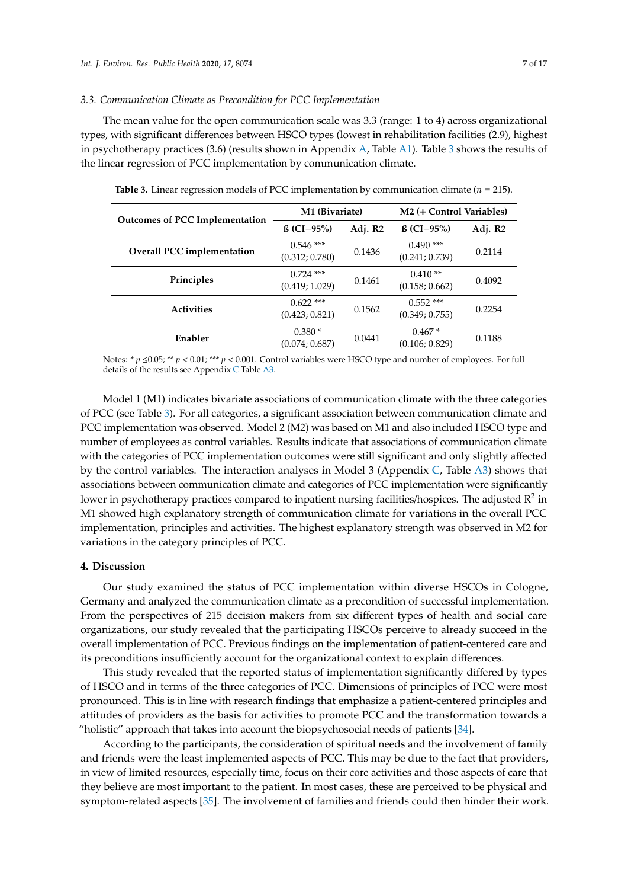### 3.3. Communication Climate as Precondition for PCC Implementation

The mean value for the open communication scale was 3.3 (range: 1 to 4) across organizational types, with significant differences between HSCO types (lowest in rehabilitation facilities (2.9), highest in psychotherapy practices (3.6) (results shown in Appendix A, Table A1). Table 3 shows the results of the linear regression of PCC implementation by communication climate.

**Table 3.** Linear regression models of PCC implementation by communication climate ($n = 215$).

| Outcomes of PCC Implementation | M1 (Bivariate) | | M2 (+ Control Variables) | |
|---|---|---|---|---|
| | ß (CI−95%) | Adj. R2 | ß (CI−95%) | Adj. R2 |
| **Overall PCC implementation** | 0.546 *** (0.312; 0.780) | 0.1436 | 0.490 *** (0.241; 0.739) | 0.2114 |
| **Principles** | 0.724 *** (0.419; 1.029) | 0.1461 | 0.410 ** (0.158; 0.662) | 0.4092 |
| **Activities** | 0.622 *** (0.423; 0.821) | 0.1562 | 0.552 *** (0.349; 0.755) | 0.2254 |
| **Enabler** | 0.380 * (0.074; 0.687) | 0.0441 | 0.467 * (0.106; 0.829) | 0.1188 |

Notes: * $p \leq 0.05$; ** $p < 0.01$; *** $p < 0.001$. Control variables were HSCO type and number of employees. For full details of the results see Appendix C Table A3.

Model 1 (M1) indicates bivariate associations of communication climate with the three categories of PCC (see Table 3). For all categories, a significant association between communication climate and PCC implementation was observed. Model 2 (M2) was based on M1 and also included HSCO type and number of employees as control variables. Results indicate that associations of communication climate with the categories of PCC implementation outcomes were still significant and only slightly affected by the control variables. The interaction analyses in Model 3 (Appendix C, Table A3) shows that associations between communication climate and categories of PCC implementation were significantly lower in psychotherapy practices compared to inpatient nursing facilities/hospices. The adjusted $R^2$ in M1 showed high explanatory strength of communication climate for variations in the overall PCC implementation, principles and activities. The highest explanatory strength was observed in M2 for variations in the category principles of PCC.

## 4. Discussion

Our study examined the status of PCC implementation within diverse HSCOs in Cologne, Germany and analyzed the communication climate as a precondition of successful implementation. From the perspectives of 215 decision makers from six different types of health and social care organizations, our study revealed that the participating HSCOs perceive to already succeed in the overall implementation of PCC. Previous findings on the implementation of patient-centered care and its preconditions insufficiently account for the organizational context to explain differences.

This study revealed that the reported status of implementation significantly differed by types of HSCO and in terms of the three categories of PCC. Dimensions of principles of PCC were most pronounced. This is in line with research findings that emphasize a patient-centered principles and attitudes of providers as the basis for activities to promote PCC and the transformation towards a "holistic" approach that takes into account the biopsychosocial needs of patients [34].

According to the participants, the consideration of spiritual needs and the involvement of family and friends were the least implemented aspects of PCC. This may be due to the fact that providers, in view of limited resources, especially time, focus on their core activities and those aspects of care that they believe are most important to the patient. In most cases, these are perceived to be physical and symptom-related aspects [35]. The involvement of families and friends could then hinder their work.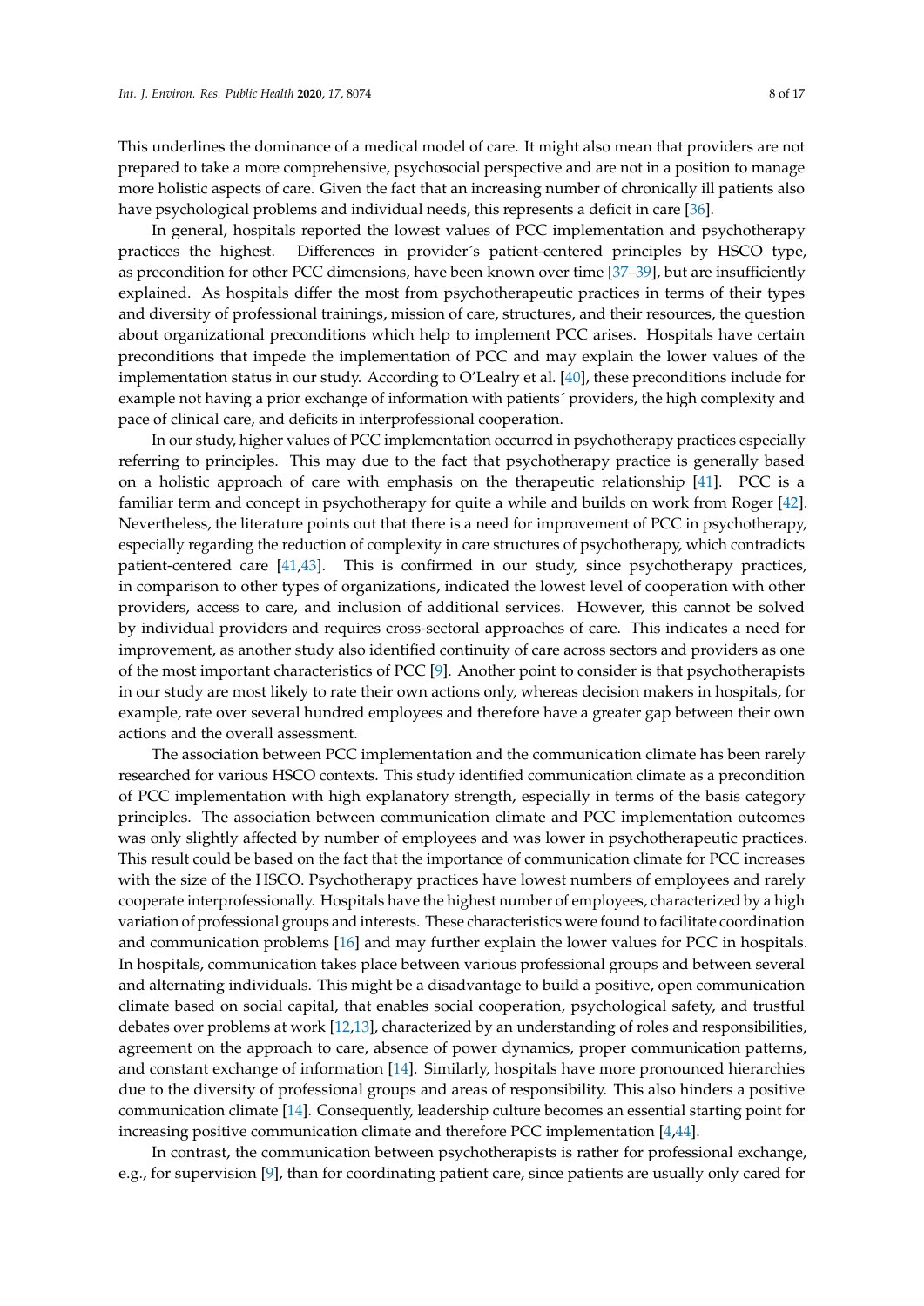This underlines the dominance of a medical model of care. It might also mean that providers are not prepared to take a more comprehensive, psychosocial perspective and are not in a position to manage more holistic aspects of care. Given the fact that an increasing number of chronically ill patients also have psychological problems and individual needs, this represents a deficit in care [36].

In general, hospitals reported the lowest values of PCC implementation and psychotherapy practices the highest. Differences in provider´s patient-centered principles by HSCO type, as precondition for other PCC dimensions, have been known over time [37–39], but are insufficiently explained. As hospitals differ the most from psychotherapeutic practices in terms of their types and diversity of professional trainings, mission of care, structures, and their resources, the question about organizational preconditions which help to implement PCC arises. Hospitals have certain preconditions that impede the implementation of PCC and may explain the lower values of the implementation status in our study. According to O'Lealry et al. [40], these preconditions include for example not having a prior exchange of information with patients´ providers, the high complexity and pace of clinical care, and deficits in interprofessional cooperation.

In our study, higher values of PCC implementation occurred in psychotherapy practices especially referring to principles. This may due to the fact that psychotherapy practice is generally based on a holistic approach of care with emphasis on the therapeutic relationship [41]. PCC is a familiar term and concept in psychotherapy for quite a while and builds on work from Roger [42]. Nevertheless, the literature points out that there is a need for improvement of PCC in psychotherapy, especially regarding the reduction of complexity in care structures of psychotherapy, which contradicts patient-centered care [41,43]. This is confirmed in our study, since psychotherapy practices, in comparison to other types of organizations, indicated the lowest level of cooperation with other providers, access to care, and inclusion of additional services. However, this cannot be solved by individual providers and requires cross-sectoral approaches of care. This indicates a need for improvement, as another study also identified continuity of care across sectors and providers as one of the most important characteristics of PCC [9]. Another point to consider is that psychotherapists in our study are most likely to rate their own actions only, whereas decision makers in hospitals, for example, rate over several hundred employees and therefore have a greater gap between their own actions and the overall assessment.

The association between PCC implementation and the communication climate has been rarely researched for various HSCO contexts. This study identified communication climate as a precondition of PCC implementation with high explanatory strength, especially in terms of the basis category principles. The association between communication climate and PCC implementation outcomes was only slightly affected by number of employees and was lower in psychotherapeutic practices. This result could be based on the fact that the importance of communication climate for PCC increases with the size of the HSCO. Psychotherapy practices have lowest numbers of employees and rarely cooperate interprofessionally. Hospitals have the highest number of employees, characterized by a high variation of professional groups and interests. These characteristics were found to facilitate coordination and communication problems [16] and may further explain the lower values for PCC in hospitals. In hospitals, communication takes place between various professional groups and between several and alternating individuals. This might be a disadvantage to build a positive, open communication climate based on social capital, that enables social cooperation, psychological safety, and trustful debates over problems at work [12,13], characterized by an understanding of roles and responsibilities, agreement on the approach to care, absence of power dynamics, proper communication patterns, and constant exchange of information [14]. Similarly, hospitals have more pronounced hierarchies due to the diversity of professional groups and areas of responsibility. This also hinders a positive communication climate [14]. Consequently, leadership culture becomes an essential starting point for increasing positive communication climate and therefore PCC implementation [4,44].

In contrast, the communication between psychotherapists is rather for professional exchange, e.g., for supervision [9], than for coordinating patient care, since patients are usually only cared for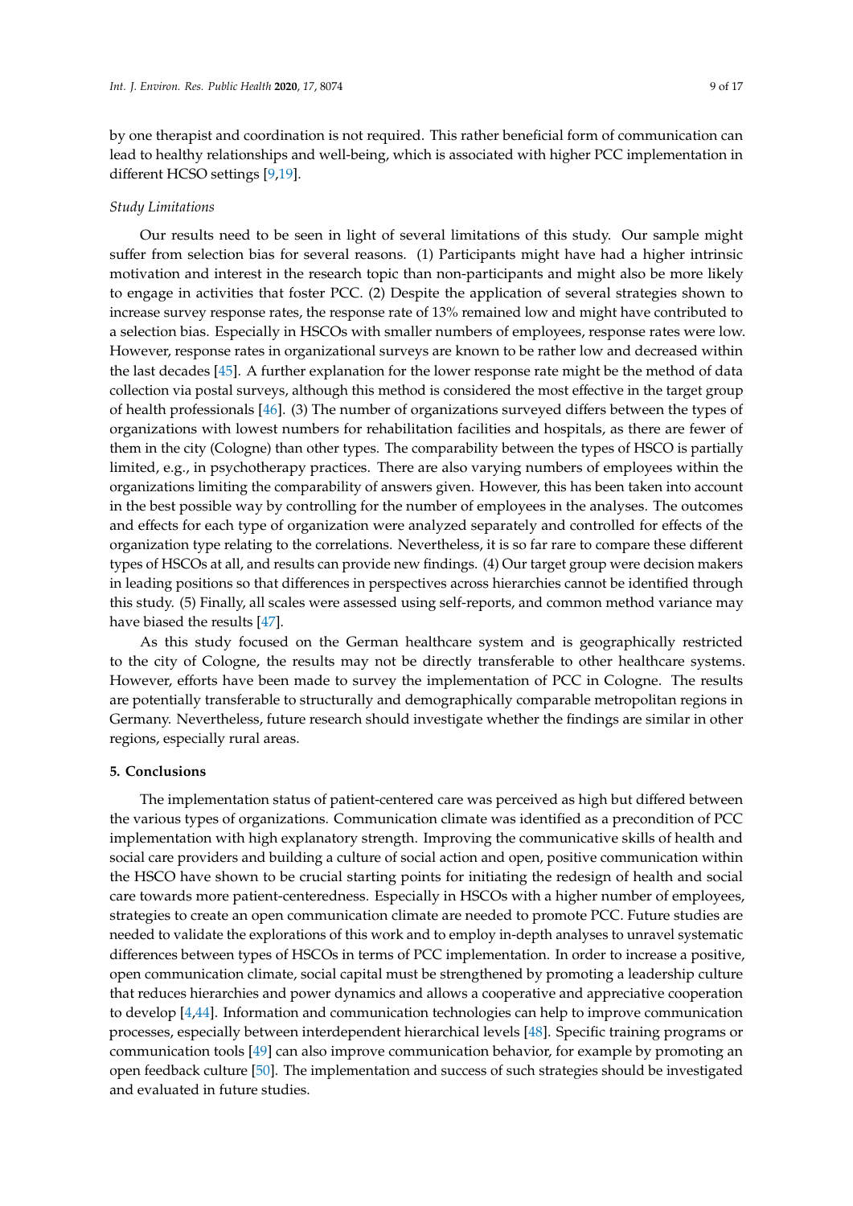by one therapist and coordination is not required. This rather beneficial form of communication can lead to healthy relationships and well-being, which is associated with higher PCC implementation in different HCSO settings [9,19].

*Study Limitations*

Our results need to be seen in light of several limitations of this study. Our sample might suffer from selection bias for several reasons. (1) Participants might have had a higher intrinsic motivation and interest in the research topic than non-participants and might also be more likely to engage in activities that foster PCC. (2) Despite the application of several strategies shown to increase survey response rates, the response rate of 13% remained low and might have contributed to a selection bias. Especially in HSCOs with smaller numbers of employees, response rates were low. However, response rates in organizational surveys are known to be rather low and decreased within the last decades [45]. A further explanation for the lower response rate might be the method of data collection via postal surveys, although this method is considered the most effective in the target group of health professionals [46]. (3) The number of organizations surveyed differs between the types of organizations with lowest numbers for rehabilitation facilities and hospitals, as there are fewer of them in the city (Cologne) than other types. The comparability between the types of HSCO is partially limited, e.g., in psychotherapy practices. There are also varying numbers of employees within the organizations limiting the comparability of answers given. However, this has been taken into account in the best possible way by controlling for the number of employees in the analyses. The outcomes and effects for each type of organization were analyzed separately and controlled for effects of the organization type relating to the correlations. Nevertheless, it is so far rare to compare these different types of HSCOs at all, and results can provide new findings. (4) Our target group were decision makers in leading positions so that differences in perspectives across hierarchies cannot be identified through this study. (5) Finally, all scales were assessed using self-reports, and common method variance may have biased the results [47].

As this study focused on the German healthcare system and is geographically restricted to the city of Cologne, the results may not be directly transferable to other healthcare systems. However, efforts have been made to survey the implementation of PCC in Cologne. The results are potentially transferable to structurally and demographically comparable metropolitan regions in Germany. Nevertheless, future research should investigate whether the findings are similar in other regions, especially rural areas.

## 5. Conclusions

The implementation status of patient-centered care was perceived as high but differed between the various types of organizations. Communication climate was identified as a precondition of PCC implementation with high explanatory strength. Improving the communicative skills of health and social care providers and building a culture of social action and open, positive communication within the HSCO have shown to be crucial starting points for initiating the redesign of health and social care towards more patient-centeredness. Especially in HSCOs with a higher number of employees, strategies to create an open communication climate are needed to promote PCC. Future studies are needed to validate the explorations of this work and to employ in-depth analyses to unravel systematic differences between types of HSCOs in terms of PCC implementation. In order to increase a positive, open communication climate, social capital must be strengthened by promoting a leadership culture that reduces hierarchies and power dynamics and allows a cooperative and appreciative cooperation to develop [4,44]. Information and communication technologies can help to improve communication processes, especially between interdependent hierarchical levels [48]. Specific training programs or communication tools [49] can also improve communication behavior, for example by promoting an open feedback culture [50]. The implementation and success of such strategies should be investigated and evaluated in future studies.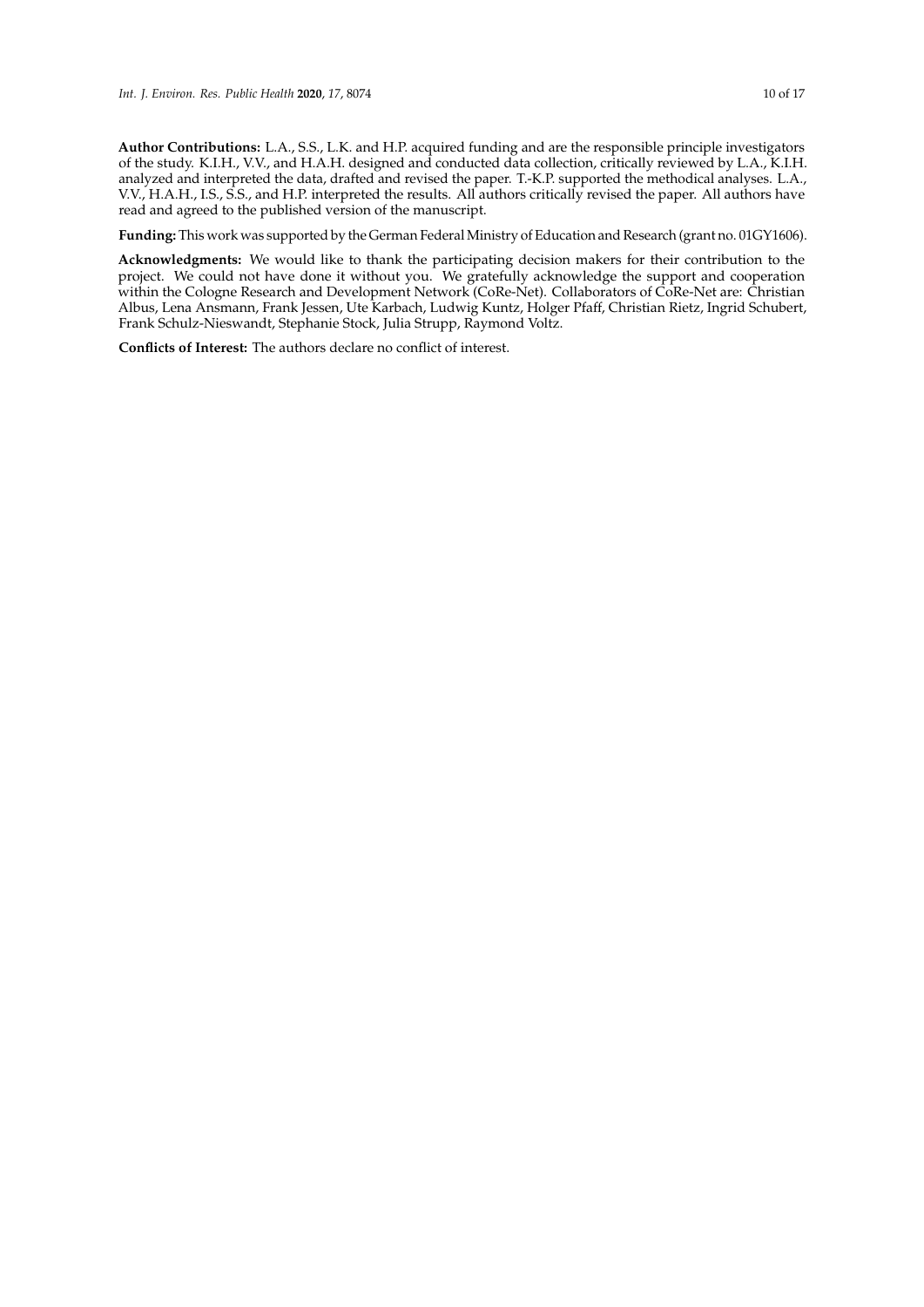**Author Contributions:** L.A., S.S., L.K. and H.P. acquired funding and are the responsible principle investigators of the study. K.I.H., V.V., and H.A.H. designed and conducted data collection, critically reviewed by L.A., K.I.H. analyzed and interpreted the data, drafted and revised the paper. T.-K.P. supported the methodical analyses. L.A., V.V., H.A.H., I.S., S.S., and H.P. interpreted the results. All authors critically revised the paper. All authors have read and agreed to the published version of the manuscript.

**Funding:** This work was supported by the German Federal Ministry of Education and Research (grant no. 01GY1606).

**Acknowledgments:** We would like to thank the participating decision makers for their contribution to the project. We could not have done it without you. We gratefully acknowledge the support and cooperation within the Cologne Research and Development Network (CoRe-Net). Collaborators of CoRe-Net are: Christian Albus, Lena Ansmann, Frank Jessen, Ute Karbach, Ludwig Kuntz, Holger Pfaff, Christian Rietz, Ingrid Schubert, Frank Schulz-Nieswandt, Stephanie Stock, Julia Strupp, Raymond Voltz.

**Conflicts of Interest:** The authors declare no conflict of interest.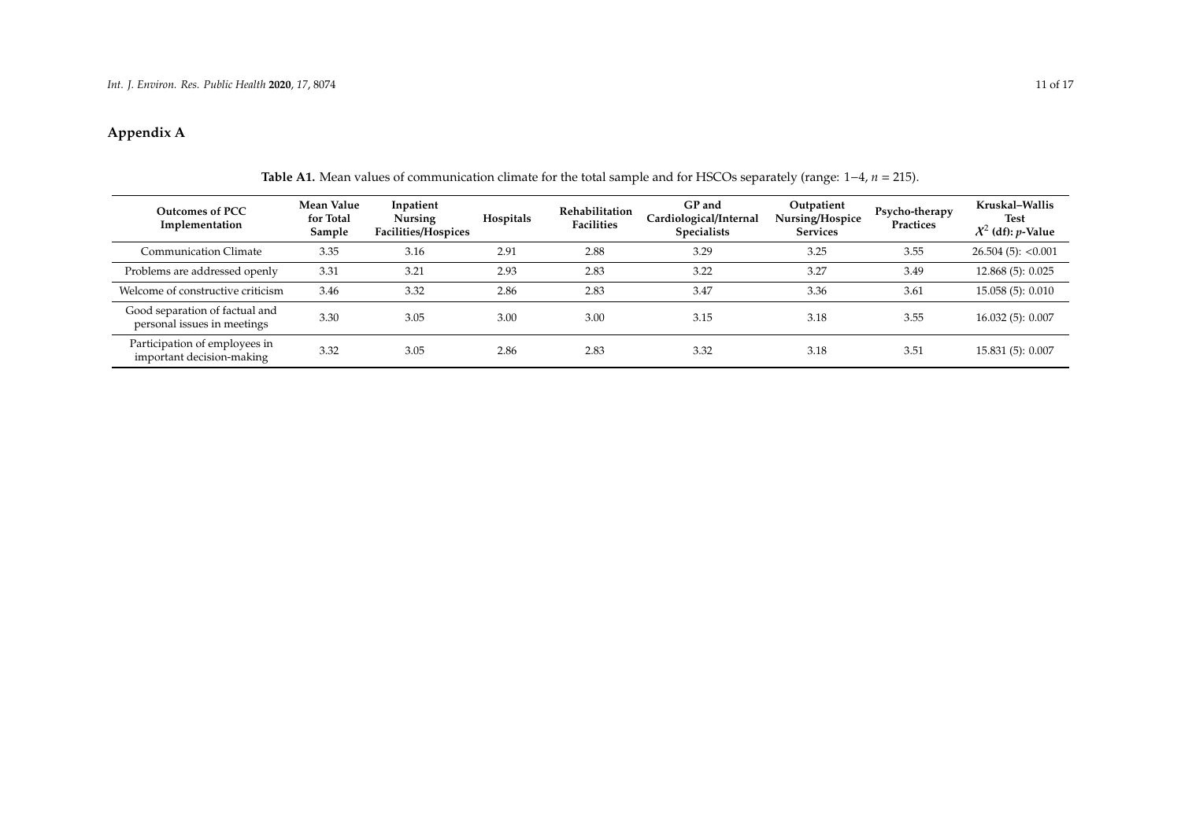## Appendix A

**Table A1.** Mean values of communication climate for the total sample and for HSCOs separately (range: 1−4, $n$ = 215).

| Outcomes of PCC Implementation | Mean Value for Total Sample | Inpatient Nursing Facilities/Hospices | Hospitals | Rehabilitation Facilities | GP and Cardiological/Internal Specialists | Outpatient Nursing/Hospice Services | Psycho-therapy Practices | Kruskal–Wallis Test $X^2$ (df): $p$-Value |
|---|---|---|---|---|---|---|---|---|
| Communication Climate | 3.35 | 3.16 | 2.91 | 2.88 | 3.29 | 3.25 | 3.55 | 26.504 (5): <0.001 |
| Problems are addressed openly | 3.31 | 3.21 | 2.93 | 2.83 | 3.22 | 3.27 | 3.49 | 12.868 (5): 0.025 |
| Welcome of constructive criticism | 3.46 | 3.32 | 2.86 | 2.83 | 3.47 | 3.36 | 3.61 | 15.058 (5): 0.010 |
| Good separation of factual and personal issues in meetings | 3.30 | 3.05 | 3.00 | 3.00 | 3.15 | 3.18 | 3.55 | 16.032 (5): 0.007 |
| Participation of employees in important decision-making | 3.32 | 3.05 | 2.86 | 2.83 | 3.32 | 3.18 | 3.51 | 15.831 (5): 0.007 |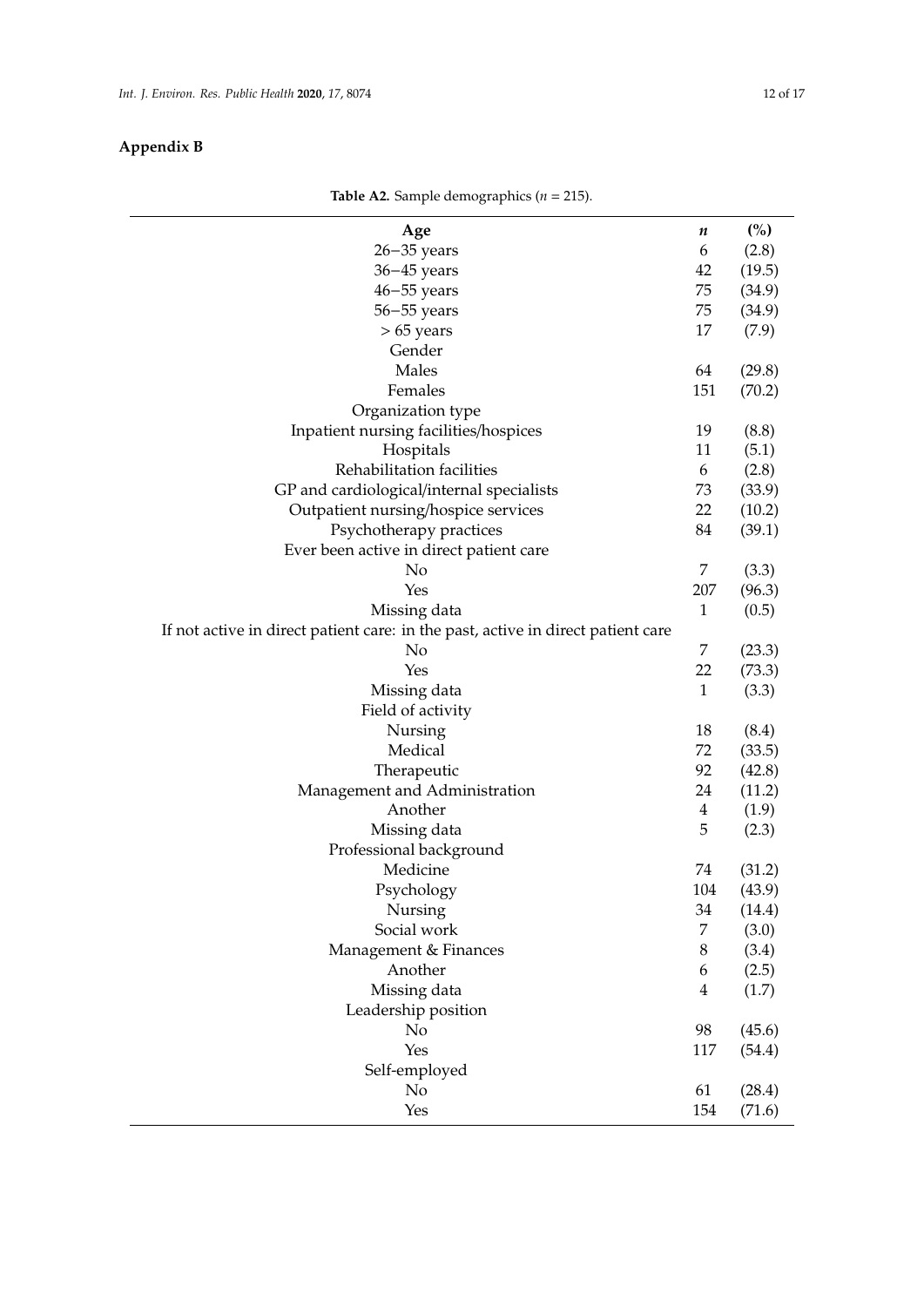## Appendix B

**Table A2.** Sample demographics ($n$ = 215).

| **Age** | ***n*** | **(%)** |
|---|---|---|
| 26–35 years | 6 | (2.8) |
| 36–45 years | 42 | (19.5) |
| 46–55 years | 75 | (34.9) |
| 56–55 years | 75 | (34.9) |
| > 65 years | 17 | (7.9) |
| Gender | | |
| Males | 64 | (29.8) |
| Females | 151 | (70.2) |
| Organization type | | |
| Inpatient nursing facilities/hospices | 19 | (8.8) |
| Hospitals | 11 | (5.1) |
| Rehabilitation facilities | 6 | (2.8) |
| GP and cardiological/internal specialists | 73 | (33.9) |
| Outpatient nursing/hospice services | 22 | (10.2) |
| Psychotherapy practices | 84 | (39.1) |
| Ever been active in direct patient care | | |
| No | 7 | (3.3) |
| Yes | 207 | (96.3) |
| Missing data | 1 | (0.5) |
| If not active in direct patient care: in the past, active in direct patient care | | |
| No | 7 | (23.3) |
| Yes | 22 | (73.3) |
| Missing data | 1 | (3.3) |
| Field of activity | | |
| Nursing | 18 | (8.4) |
| Medical | 72 | (33.5) |
| Therapeutic | 92 | (42.8) |
| Management and Administration | 24 | (11.2) |
| Another | 4 | (1.9) |
| Missing data | 5 | (2.3) |
| Professional background | | |
| Medicine | 74 | (31.2) |
| Psychology | 104 | (43.9) |
| Nursing | 34 | (14.4) |
| Social work | 7 | (3.0) |
| Management & Finances | 8 | (3.4) |
| Another | 6 | (2.5) |
| Missing data | 4 | (1.7) |
| Leadership position | | |
| No | 98 | (45.6) |
| Yes | 117 | (54.4) |
| Self-employed | | |
| No | 61 | (28.4) |
| Yes | 154 | (71.6) |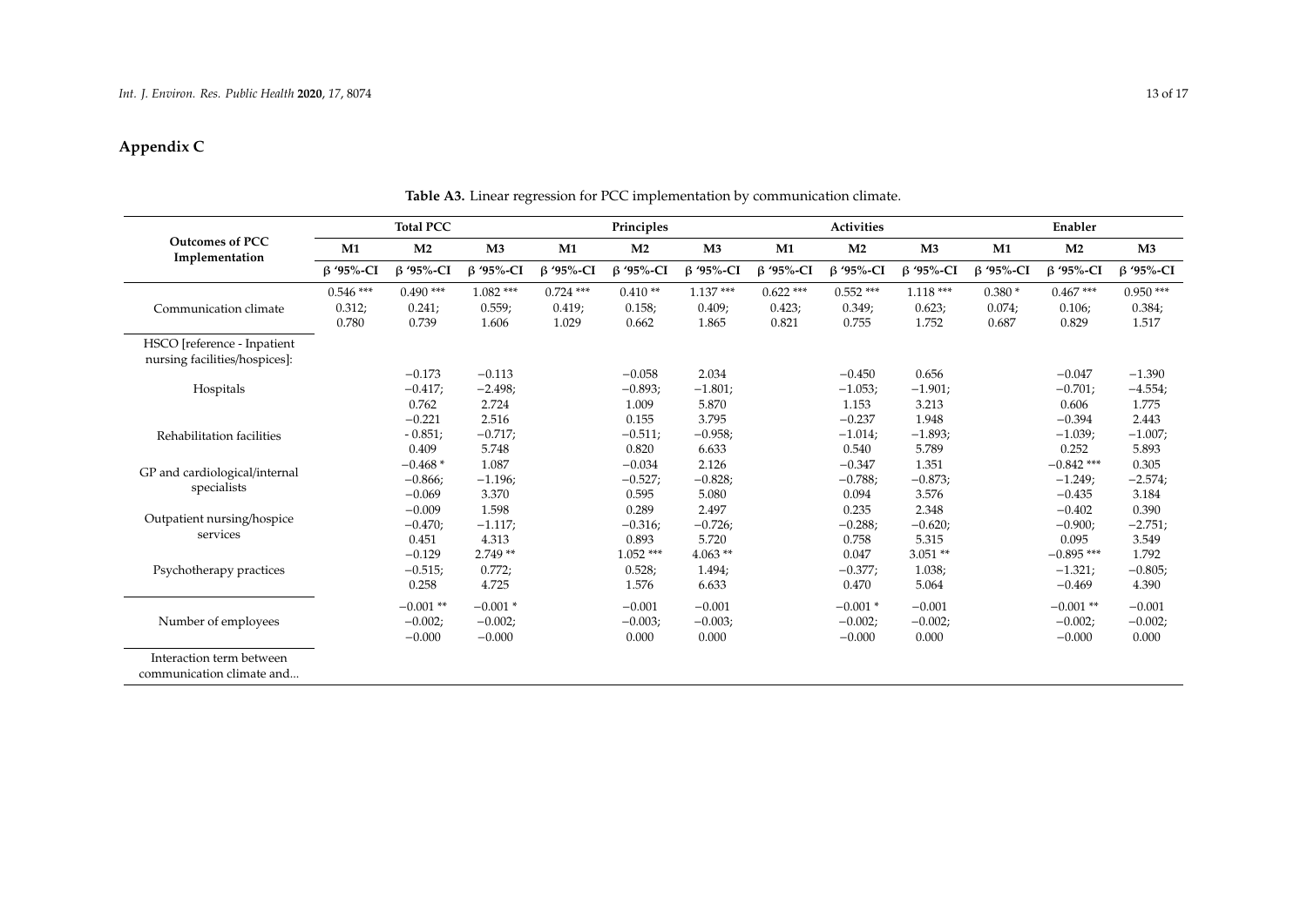## Appendix C

**Table A3.** Linear regression for PCC implementation by communication climate.

| Outcomes of PCC Implementation | Total PCC | | | Principles | | | Activities | | | Enabler | | |
|---|---|---|---|---|---|---|---|---|---|---|---|---|
| | M1 | M2 | M3 | M1 | M2 | M3 | M1 | M2 | M3 | M1 | M2 | M3 |
| | β '95%-CI | β '95%-CI | β '95%-CI | β '95%-CI | β '95%-CI | β '95%-CI | β '95%-CI | β '95%-CI | β '95%-CI | β '95%-CI | β '95%-CI | β '95%-CI |
| Communication climate | 0.546 *** 0.312; 0.780 | 0.490 *** 0.241; 0.739 | 1.082 *** 0.559; 1.606 | 0.724 *** 0.419; 1.029 | 0.410 ** 0.158; 0.662 | 1.137 *** 0.409; 1.865 | 0.622 *** 0.423; 0.821 | 0.552 *** 0.349; 0.755 | 1.118 *** 0.623; 1.752 | 0.380 * 0.074; 0.687 | 0.467 *** 0.106; 0.829 | 0.950 *** 0.384; 1.517 |
| HSCO [reference - Inpatient nursing facilities/hospices]: | | | | | | | | | | | | |
| Hospitals | | −0.173 −0.417; 0.762 | −0.113 −2.498; 2.724 | | −0.058 −0.893; 1.009 | 2.034 −1.801; 5.870 | | −0.450 −1.053; 1.153 | 0.656 −1.901; 3.213 | | −0.047 −0.701; 0.606 | −1.390 −4.554; 1.775 |
| Rehabilitation facilities | | −0.221 - 0.851; 0.409 | 2.516 −0.717; 5.748 | | 0.155 −0.511; 0.820 | 3.795 −0.958; 6.633 | | −0.237 −1.014; 0.540 | 1.948 −1.893; 5.789 | | −0.394 −1.039; 0.252 | 2.443 −1.007; 5.893 |
| GP and cardiological/internal specialists | | −0.468 * −0.866; −0.069 | 1.087 −1.196; 3.370 | | −0.034 −0.527; 0.595 | 2.126 −0.828; 5.080 | | −0.347 −0.788; 0.094 | 1.351 −0.873; 3.576 | | −0.842 *** −1.249; −0.435 | 0.305 −2.574; 3.184 |
| Outpatient nursing/hospice services | | −0.009 −0.470; 0.451 | 1.598 −1.117; 4.313 | | 0.289 −0.316; 0.893 | 2.497 −0.726; 5.720 | | 0.235 −0.288; 0.758 | 2.348 −0.620; 5.315 | | −0.402 −0.900; 0.095 | 0.390 −2.751; 3.549 |
| Psychotherapy practices | | −0.129 −0.515; 0.258 | 2.749 ** 0.772; 4.725 | | 1.052 *** 0.528; 1.576 | 4.063 ** 1.494; 6.633 | | 0.047 −0.377; 0.470 | 3.051 ** 1.038; 5.064 | | −0.895 *** −1.321; −0.469 | 1.792 −0.805; 4.390 |
| Number of employees | | −0.001 ** −0.002; −0.000 | −0.001 * −0.002; −0.000 | | −0.001 −0.003; 0.000 | −0.001 −0.003; 0.000 | | −0.001 * −0.002; −0.000 | −0.001 −0.002; 0.000 | | −0.001 ** −0.002; −0.000 | −0.001 −0.002; 0.000 |
| Interaction term between communication climate and... | | | | | | | | | | | | |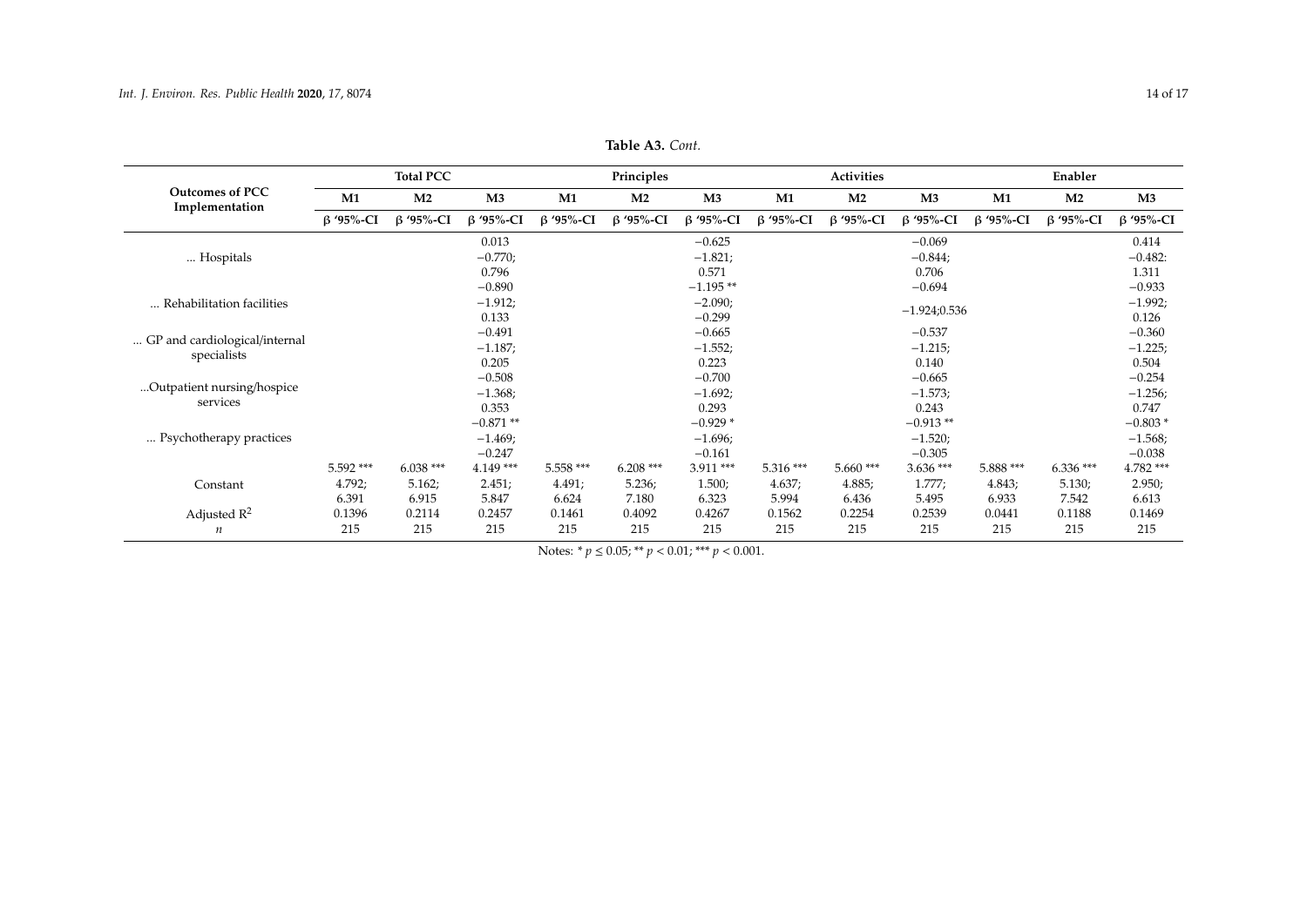**Table A3.** *Cont.*

| Outcomes of PCC Implementation | Total PCC | | | Principles | | | Activities | | | Enabler | | |
|---|---|---|---|---|---|---|---|---|---|---|---|---|
| | M1 | M2 | M3 | M1 | M2 | M3 | M1 | M2 | M3 | M1 | M2 | M3 |
| | β '95%-CI | β '95%-CI | β '95%-CI | β '95%-CI | β '95%-CI | β '95%-CI | β '95%-CI | β '95%-CI | β '95%-CI | β '95%-CI | β '95%-CI | β '95%-CI |
| ... Hospitals | | | 0.013 −0.770; 0.796 | | | −0.625 −1.821; 0.571 | | | −0.069 −0.844; 0.706 | | | 0.414 −0.482: 1.311 |
| ... Rehabilitation facilities | | | −0.890 −1.912; 0.133 | | | −1.195 ** −2.090; −0.299 | | | −0.694 −1.924;0.536 | | | −0.933 −1.992; 0.126 |
| ... GP and cardiological/internal specialists | | | −0.491 −1.187; 0.205 | | | −0.665 −1.552; 0.223 | | | −0.537 −1.215; 0.140 | | | −0.360 −1.225; 0.504 |
| ...Outpatient nursing/hospice services | | | −0.508 −1.368; 0.353 | | | −0.700 −1.692; 0.293 | | | −0.665 −1.573; 0.243 | | | −0.254 −1.256; 0.747 |
| ... Psychotherapy practices | | | −0.871 ** −1.469; −0.247 | | | −0.929 * −1.696; −0.161 | | | −0.913 ** −1.520; −0.305 | | | −0.803 * −1.568; −0.038 |
| Constant | 5.592 *** 4.792; 6.391 | 6.038 *** 5.162; 6.915 | 4.149 *** 2.451; 5.847 | 5.558 *** 4.491; 6.624 | 6.208 *** 5.236; 7.180 | 3.911 *** 1.500; 6.323 | 5.316 *** 4.637; 5.994 | 5.660 *** 4.885; 6.436 | 3.636 *** 1.777; 5.495 | 5.888 *** 4.843; 6.933 | 6.336 *** 5.130; 7.542 | 4.782 *** 2.950; 6.613 |
| Adjusted $R^2$ | 0.1396 | 0.2114 | 0.2457 | 0.1461 | 0.4092 | 0.4267 | 0.1562 | 0.2254 | 0.2539 | 0.0441 | 0.1188 | 0.1469 |
| $n$ | 215 | 215 | 215 | 215 | 215 | 215 | 215 | 215 | 215 | 215 | 215 | 215 |

Notes: * $p \leq 0.05$; ** $p < 0.01$; *** $p < 0.001$.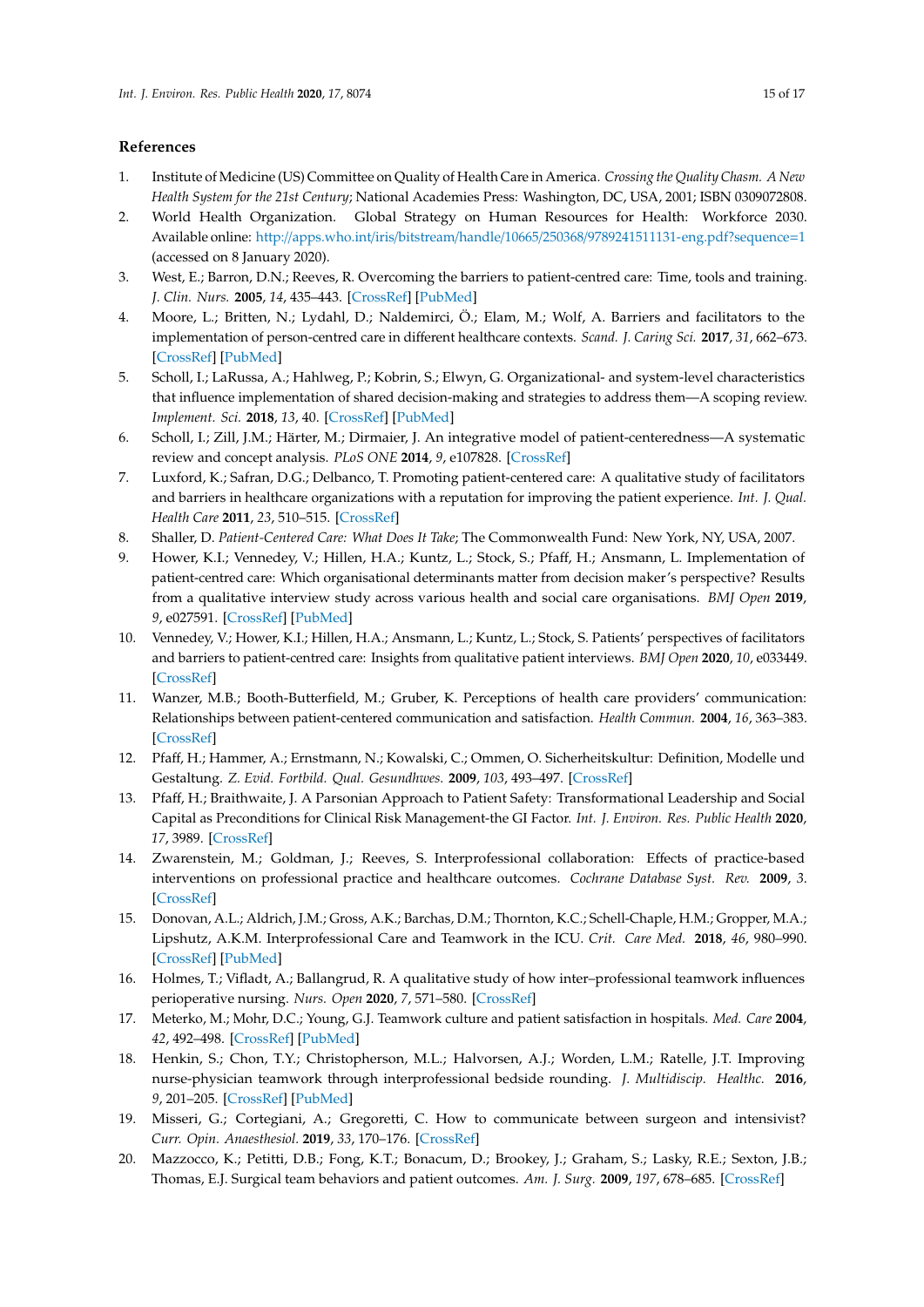## References

1. Institute of Medicine (US) Committee on Quality of Health Care in America. *Crossing the Quality Chasm. A New Health System for the 21st Century*; National Academies Press: Washington, DC, USA, 2001; ISBN 0309072808.
2. World Health Organization. Global Strategy on Human Resources for Health: Workforce 2030. Available online: http://apps.who.int/iris/bitstream/handle/10665/250368/9789241511131-eng.pdf?sequence=1 (accessed on 8 January 2020).
3. West, E.; Barron, D.N.; Reeves, R. Overcoming the barriers to patient-centred care: Time, tools and training. *J. Clin. Nurs.* **2005**, *14*, 435–443. [CrossRef] [PubMed]
4. Moore, L.; Britten, N.; Lydahl, D.; Naldemirci, Ö.; Elam, M.; Wolf, A. Barriers and facilitators to the implementation of person-centred care in different healthcare contexts. *Scand. J. Caring Sci.* **2017**, *31*, 662–673. [CrossRef] [PubMed]
5. Scholl, I.; LaRussa, A.; Hahlweg, P.; Kobrin, S.; Elwyn, G. Organizational- and system-level characteristics that influence implementation of shared decision-making and strategies to address them—A scoping review. *Implement. Sci.* **2018**, *13*, 40. [CrossRef] [PubMed]
6. Scholl, I.; Zill, J.M.; Härter, M.; Dirmaier, J. An integrative model of patient-centeredness—A systematic review and concept analysis. *PLoS ONE* **2014**, *9*, e107828. [CrossRef]
7. Luxford, K.; Safran, D.G.; Delbanco, T. Promoting patient-centered care: A qualitative study of facilitators and barriers in healthcare organizations with a reputation for improving the patient experience. *Int. J. Qual. Health Care* **2011**, *23*, 510–515. [CrossRef]
8. Shaller, D. *Patient-Centered Care: What Does It Take*; The Commonwealth Fund: New York, NY, USA, 2007.
9. Hower, K.I.; Vennedey, V.; Hillen, H.A.; Kuntz, L.; Stock, S.; Pfaff, H.; Ansmann, L. Implementation of patient-centred care: Which organisational determinants matter from decision maker's perspective? Results from a qualitative interview study across various health and social care organisations. *BMJ Open* **2019**, *9*, e027591. [CrossRef] [PubMed]
10. Vennedey, V.; Hower, K.I.; Hillen, H.A.; Ansmann, L.; Kuntz, L.; Stock, S. Patients' perspectives of facilitators and barriers to patient-centred care: Insights from qualitative patient interviews. *BMJ Open* **2020**, *10*, e033449. [CrossRef]
11. Wanzer, M.B.; Booth-Butterfield, M.; Gruber, K. Perceptions of health care providers' communication: Relationships between patient-centered communication and satisfaction. *Health Commun.* **2004**, *16*, 363–383. [CrossRef]
12. Pfaff, H.; Hammer, A.; Ernstmann, N.; Kowalski, C.; Ommen, O. Sicherheitskultur: Definition, Modelle und Gestaltung. *Z. Evid. Fortbild. Qual. Gesundhwes.* **2009**, *103*, 493–497. [CrossRef]
13. Pfaff, H.; Braithwaite, J. A Parsonian Approach to Patient Safety: Transformational Leadership and Social Capital as Preconditions for Clinical Risk Management-the GI Factor. *Int. J. Environ. Res. Public Health* **2020**, *17*, 3989. [CrossRef]
14. Zwarenstein, M.; Goldman, J.; Reeves, S. Interprofessional collaboration: Effects of practice-based interventions on professional practice and healthcare outcomes. *Cochrane Database Syst. Rev.* **2009**, *3*. [CrossRef]
15. Donovan, A.L.; Aldrich, J.M.; Gross, A.K.; Barchas, D.M.; Thornton, K.C.; Schell-Chaple, H.M.; Gropper, M.A.; Lipshutz, A.K.M. Interprofessional Care and Teamwork in the ICU. *Crit. Care Med.* **2018**, *46*, 980–990. [CrossRef] [PubMed]
16. Holmes, T.; Vifladt, A.; Ballangrud, R. A qualitative study of how inter–professional teamwork influences perioperative nursing. *Nurs. Open* **2020**, *7*, 571–580. [CrossRef]
17. Meterko, M.; Mohr, D.C.; Young, G.J. Teamwork culture and patient satisfaction in hospitals. *Med. Care* **2004**, *42*, 492–498. [CrossRef] [PubMed]
18. Henkin, S.; Chon, T.Y.; Christopherson, M.L.; Halvorsen, A.J.; Worden, L.M.; Ratelle, J.T. Improving nurse-physician teamwork through interprofessional bedside rounding. *J. Multidiscip. Healthc.* **2016**, *9*, 201–205. [CrossRef] [PubMed]
19. Misseri, G.; Cortegiani, A.; Gregoretti, C. How to communicate between surgeon and intensivist? *Curr. Opin. Anaesthesiol.* **2019**, *33*, 170–176. [CrossRef]
20. Mazzocco, K.; Petitti, D.B.; Fong, K.T.; Bonacum, D.; Brookey, J.; Graham, S.; Lasky, R.E.; Sexton, J.B.; Thomas, E.J. Surgical team behaviors and patient outcomes. *Am. J. Surg.* **2009**, *197*, 678–685. [CrossRef]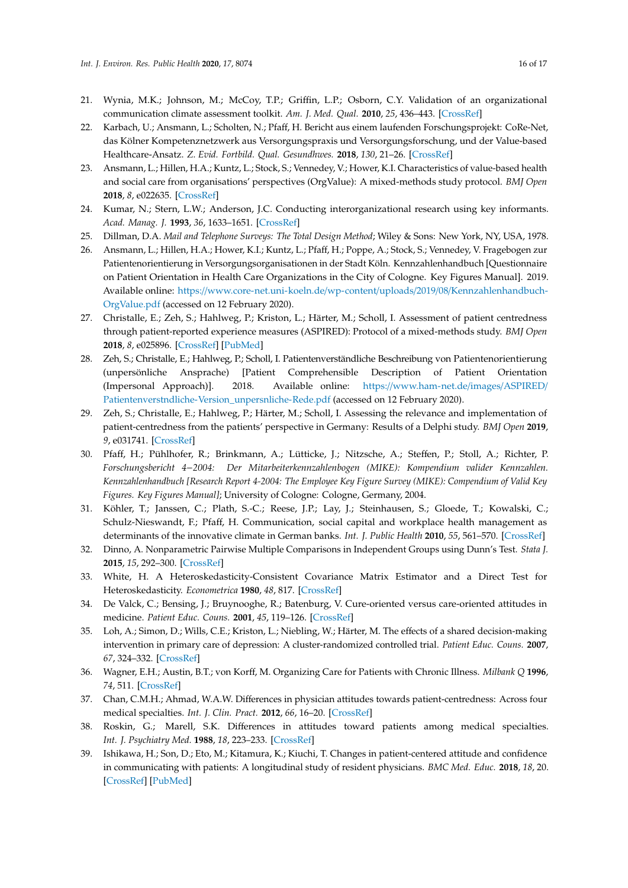21. Wynia, M.K.; Johnson, M.; McCoy, T.P.; Griffin, L.P.; Osborn, C.Y. Validation of an organizational communication climate assessment toolkit. *Am. J. Med. Qual.* **2010**, *25*, 436–443. [CrossRef]
22. Karbach, U.; Ansmann, L.; Scholten, N.; Pfaff, H. Bericht aus einem laufenden Forschungsprojekt: CoRe-Net, das Kölner Kompetenznetzwerk aus Versorgungspraxis und Versorgungsforschung, und der Value-based Healthcare-Ansatz. *Z. Evid. Fortbild. Qual. Gesundhwes.* **2018**, *130*, 21–26. [CrossRef]
23. Ansmann, L.; Hillen, H.A.; Kuntz, L.; Stock, S.; Vennedey, V.; Hower, K.I. Characteristics of value-based health and social care from organisations' perspectives (OrgValue): A mixed-methods study protocol. *BMJ Open* **2018**, *8*, e022635. [CrossRef]
24. Kumar, N.; Stern, L.W.; Anderson, J.C. Conducting interorganizational research using key informants. *Acad. Manag. J.* **1993**, *36*, 1633–1651. [CrossRef]
25. Dillman, D.A. *Mail and Telephone Surveys: The Total Design Method*; Wiley & Sons: New York, NY, USA, 1978.
26. Ansmann, L.; Hillen, H.A.; Hower, K.I.; Kuntz, L.; Pfaff, H.; Poppe, A.; Stock, S.; Vennedey, V. Fragebogen zur Patientenorientierung in Versorgungsorganisationen in der Stadt Köln. Kennzahlenhandbuch [Questionnaire on Patient Orientation in Health Care Organizations in the City of Cologne. Key Figures Manual]. 2019. Available online: https://www.core-net.uni-koeln.de/wp-content/uploads/2019/08/Kennzahlenhandbuch-OrgValue.pdf (accessed on 12 February 2020).
27. Christalle, E.; Zeh, S.; Hahlweg, P.; Kriston, L.; Härter, M.; Scholl, I. Assessment of patient centredness through patient-reported experience measures (ASPIRED): Protocol of a mixed-methods study. *BMJ Open* **2018**, *8*, e025896. [CrossRef] [PubMed]
28. Zeh, S.; Christalle, E.; Hahlweg, P.; Scholl, I. Patientenverständliche Beschreibung von Patientenorientierung (unpersönliche Ansprache) [Patient Comprehensible Description of Patient Orientation (Impersonal Approach)]. 2018. Available online: https://www.ham-net.de/images/ASPIRED/Patientenverstndliche-Version_unpersnliche-Rede.pdf (accessed on 12 February 2020).
29. Zeh, S.; Christalle, E.; Hahlweg, P.; Härter, M.; Scholl, I. Assessing the relevance and implementation of patient-centredness from the patients' perspective in Germany: Results of a Delphi study. *BMJ Open* **2019**, *9*, e031741. [CrossRef]
30. Pfaff, H.; Pühlhofer, R.; Brinkmann, A.; Lütticke, J.; Nitzsche, A.; Steffen, P.; Stoll, A.; Richter, P. *Forschungsbericht 4−2004: Der Mitarbeiterkennzahlenbogen (MIKE): Kompendium valider Kennzahlen. Kennzahlenhandbuch [Research Report 4-2004: The Employee Key Figure Survey (MIKE): Compendium of Valid Key Figures. Key Figures Manual]*; University of Cologne: Cologne, Germany, 2004.
31. Köhler, T.; Janssen, C.; Plath, S.-C.; Reese, J.P.; Lay, J.; Steinhausen, S.; Gloede, T.; Kowalski, C.; Schulz-Nieswandt, F.; Pfaff, H. Communication, social capital and workplace health management as determinants of the innovative climate in German banks. *Int. J. Public Health* **2010**, *55*, 561–570. [CrossRef]
32. Dinno, A. Nonparametric Pairwise Multiple Comparisons in Independent Groups using Dunn's Test. *Stata J.* **2015**, *15*, 292–300. [CrossRef]
33. White, H. A Heteroskedasticity-Consistent Covariance Matrix Estimator and a Direct Test for Heteroskedasticity. *Econometrica* **1980**, *48*, 817. [CrossRef]
34. De Valck, C.; Bensing, J.; Bruynooghe, R.; Batenburg, V. Cure-oriented versus care-oriented attitudes in medicine. *Patient Educ. Couns.* **2001**, *45*, 119–126. [CrossRef]
35. Loh, A.; Simon, D.; Wills, C.E.; Kriston, L.; Niebling, W.; Härter, M. The effects of a shared decision-making intervention in primary care of depression: A cluster-randomized controlled trial. *Patient Educ. Couns.* **2007**, *67*, 324–332. [CrossRef]
36. Wagner, E.H.; Austin, B.T.; von Korff, M. Organizing Care for Patients with Chronic Illness. *Milbank Q* **1996**, *74*, 511. [CrossRef]
37. Chan, C.M.H.; Ahmad, W.A.W. Differences in physician attitudes towards patient-centredness: Across four medical specialties. *Int. J. Clin. Pract.* **2012**, *66*, 16–20. [CrossRef]
38. Roskin, G.; Marell, S.K. Differences in attitudes toward patients among medical specialties. *Int. J. Psychiatry Med.* **1988**, *18*, 223–233. [CrossRef]
39. Ishikawa, H.; Son, D.; Eto, M.; Kitamura, K.; Kiuchi, T. Changes in patient-centered attitude and confidence in communicating with patients: A longitudinal study of resident physicians. *BMC Med. Educ.* **2018**, *18*, 20. [CrossRef] [PubMed]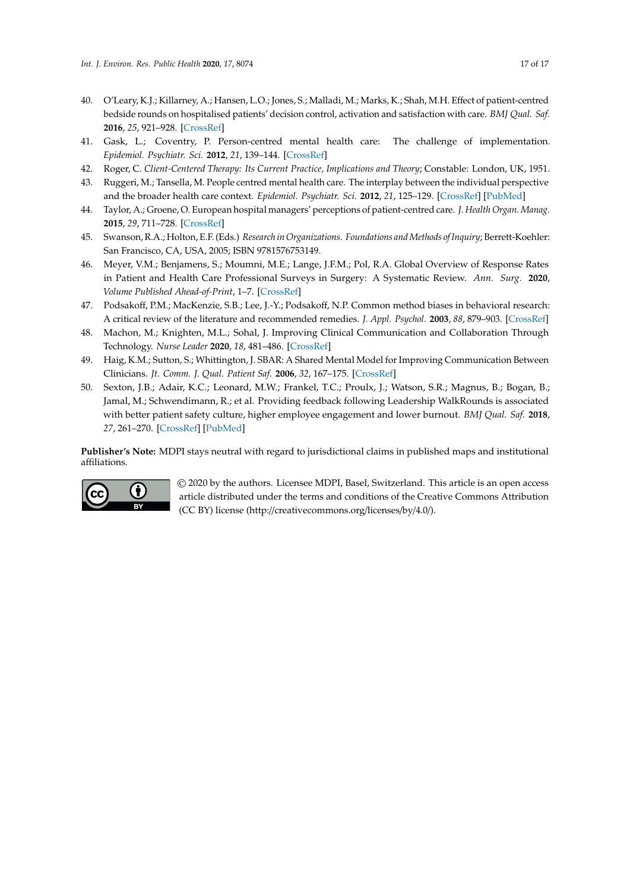40. O'Leary, K.J.; Killarney, A.; Hansen, L.O.; Jones, S.; Malladi, M.; Marks, K.; Shah, M.H. Effect of patient-centred bedside rounds on hospitalised patients' decision control, activation and satisfaction with care. *BMJ Qual. Saf.* **2016**, *25*, 921–928. [CrossRef]
41. Gask, L.; Coventry, P. Person-centred mental health care: The challenge of implementation. *Epidemiol. Psychiatr. Sci.* **2012**, *21*, 139–144. [CrossRef]
42. Roger, C. *Client-Centered Therapy: Its Current Practice, Implications and Theory*; Constable: London, UK, 1951.
43. Ruggeri, M.; Tansella, M. People centred mental health care. The interplay between the individual perspective and the broader health care context. *Epidemiol. Psychiatr. Sci.* **2012**, *21*, 125–129. [CrossRef] [PubMed]
44. Taylor, A.; Groene, O. European hospital managers' perceptions of patient-centred care. *J. Health Organ. Manag.* **2015**, *29*, 711–728. [CrossRef]
45. Swanson, R.A.; Holton, E.F. (Eds.) *Research in Organizations. Foundations and Methods of Inquiry*; Berrett-Koehler: San Francisco, CA, USA, 2005; ISBN 9781576753149.
46. Meyer, V.M.; Benjamens, S.; Moumni, M.E.; Lange, J.F.M.; Pol, R.A. Global Overview of Response Rates in Patient and Health Care Professional Surveys in Surgery: A Systematic Review. *Ann. Surg.* **2020**, *Volume Published Ahead-of-Print*, 1–7. [CrossRef]
47. Podsakoff, P.M.; MacKenzie, S.B.; Lee, J.-Y.; Podsakoff, N.P. Common method biases in behavioral research: A critical review of the literature and recommended remedies. *J. Appl. Psychol.* **2003**, *88*, 879–903. [CrossRef]
48. Machon, M.; Knighten, M.L.; Sohal, J. Improving Clinical Communication and Collaboration Through Technology. *Nurse Leader* **2020**, *18*, 481–486. [CrossRef]
49. Haig, K.M.; Sutton, S.; Whittington, J. SBAR: A Shared Mental Model for Improving Communication Between Clinicians. *Jt. Comm. J. Qual. Patient Saf.* **2006**, *32*, 167–175. [CrossRef]
50. Sexton, J.B.; Adair, K.C.; Leonard, M.W.; Frankel, T.C.; Proulx, J.; Watson, S.R.; Magnus, B.; Bogan, B.; Jamal, M.; Schwendimann, R.; et al. Providing feedback following Leadership WalkRounds is associated with better patient safety culture, higher employee engagement and lower burnout. *BMJ Qual. Saf.* **2018**, *27*, 261–270. [CrossRef] [PubMed]

**Publisher's Note:** MDPI stays neutral with regard to jurisdictional claims in published maps and institutional affiliations.

© 2020 by the authors. Licensee MDPI, Basel, Switzerland. This article is an open access article distributed under the terms and conditions of the Creative Commons Attribution (CC BY) license (http://creativecommons.org/licenses/by/4.0/).